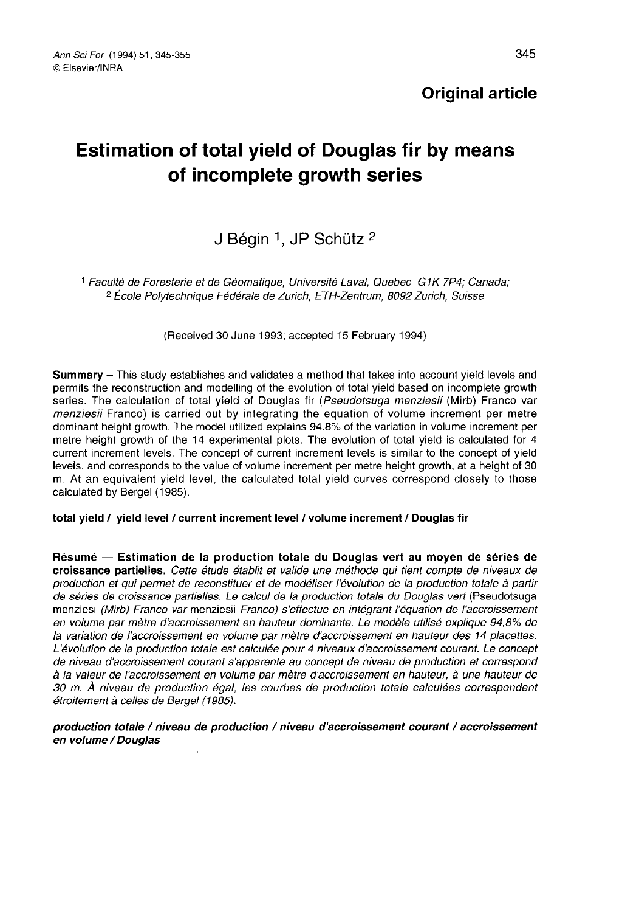## Original article

# Estimation of total yield of Douglas fir by means of incomplete growth series

J Bégin [1], JP Schütz [2]

[1] Faculté de Foresterie et de Géomatique, Université Laval, Quebec G1K 7P4; Canada;
[2] École Polytechnique Fédérale de Zurich, ETH-Zentrum, 8092 Zurich, Suisse

(Received 30 June 1993; accepted 15 February 1994)

**Summary** – This study establishes and validates a method that takes into account yield levels and permits the reconstruction and modelling of the evolution of total yield based on incomplete growth series. The calculation of total yield of Douglas fir (*Pseudotsuga menziesii* (Mirb) Franco var *menziesii* Franco) is carried out by integrating the equation of volume increment per metre dominant height growth. The model utilized explains 94.8% of the variation in volume increment per metre height growth of the 14 experimental plots. The evolution of total yield is calculated for 4 current increment levels. The concept of current increment levels is similar to the concept of yield levels, and corresponds to the value of volume increment per metre height growth, at a height of 30 m. At an equivalent yield level, the calculated total yield curves correspond closely to those calculated by Bergel (1985).

**total yield / yield level / current increment level / volume increment / Douglas fir**

**Résumé — Estimation de la production totale du Douglas vert au moyen de séries de croissance partielles.** *Cette étude établit et valide une méthode qui tient compte de niveaux de production et qui permet de reconstituer et de modéliser l'évolution de la production totale à partir de séries de croissance partielles. Le calcul de la production totale du Douglas vert* (Pseudotsuga menziesi *(Mirb) Franco var* menziesii *Franco) s'effectue en intégrant l'équation de l'accroissement en volume par mètre d'accroissement en hauteur dominante. Le modèle utilisé explique 94,8% de la variation de l'accroissement en volume par mètre d'accroissement en hauteur des 14 placettes. L'évolution de la production totale est calculée pour 4 niveaux d'accroissement courant. Le concept de niveau d'accroissement courant s'apparente au concept de niveau de production et correspond à la valeur de l'accroissement en volume par mètre d'accroissement en hauteur, à une hauteur de 30 m. À niveau de production égal, les courbes de production totale calculées correspondent étroitement à celles de Bergel (1985).*

***production totale / niveau de production / niveau d'accroissement courant / accroissement en volume / Douglas***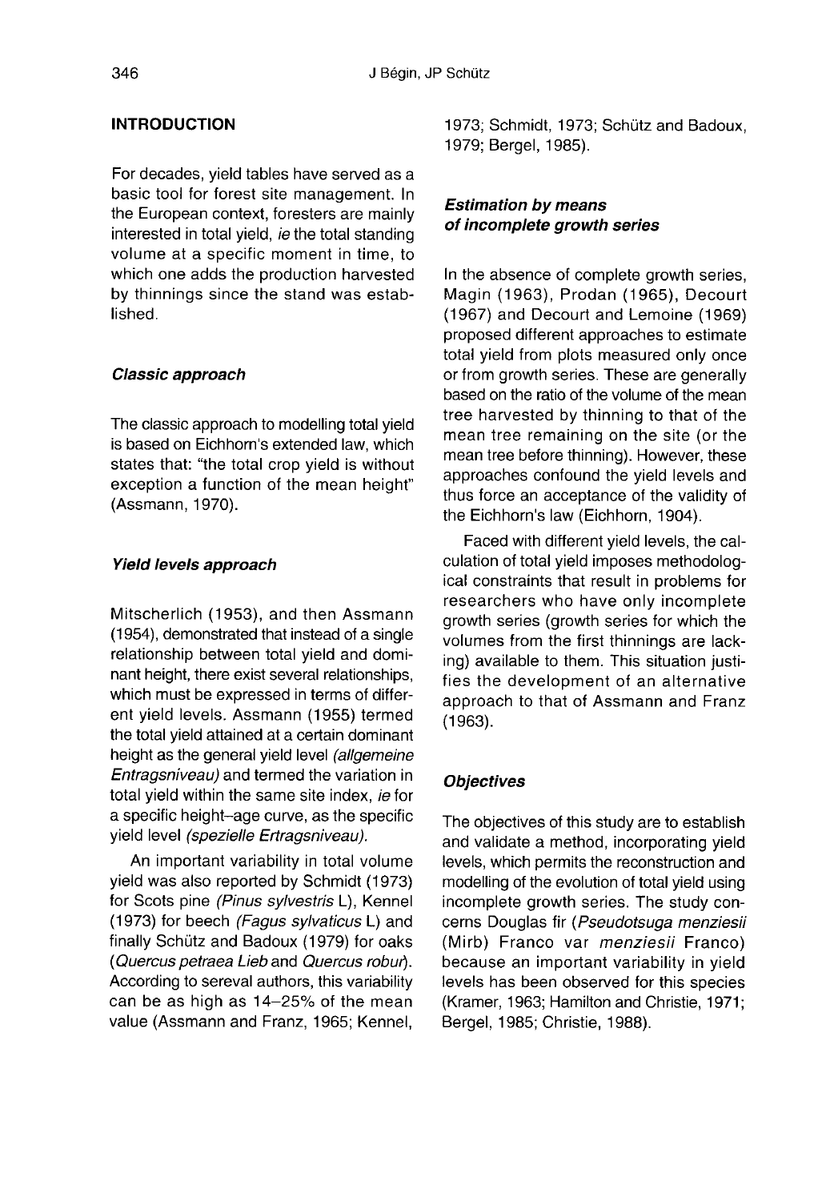## INTRODUCTION

For decades, yield tables have served as a basic tool for forest site management. In the European context, foresters are mainly interested in total yield, *ie* the total standing volume at a specific moment in time, to which one adds the production harvested by thinnings since the stand was established.

### *Classic approach*

The classic approach to modelling total yield is based on Eichhorn's extended law, which states that: "the total crop yield is without exception a function of the mean height" (Assmann, 1970).

### *Yield levels approach*

Mitscherlich (1953), and then Assmann (1954), demonstrated that instead of a single relationship between total yield and dominant height, there exist several relationships, which must be expressed in terms of different yield levels. Assmann (1955) termed the total yield attained at a certain dominant height as the general yield level *(allgemeine Entragsniveau)* and termed the variation in total yield within the same site index, *ie* for a specific height–age curve, as the specific yield level *(spezielle Ertragsniveau).*

An important variability in total volume yield was also reported by Schmidt (1973) for Scots pine *(Pinus sylvestris* L), Kennel (1973) for beech *(Fagus sylvaticus* L) and finally Schütz and Badoux (1979) for oaks *(Quercus petraea Lieb* and *Quercus robur*). According to sereval authors, this variability can be as high as 14–25% of the mean value (Assmann and Franz, 1965; Kennel, 1973; Schmidt, 1973; Schütz and Badoux, 1979; Bergel, 1985).

### *Estimation by means of incomplete growth series*

In the absence of complete growth series, Magin (1963), Prodan (1965), Decourt (1967) and Decourt and Lemoine (1969) proposed different approaches to estimate total yield from plots measured only once or from growth series. These are generally based on the ratio of the volume of the mean tree harvested by thinning to that of the mean tree remaining on the site (or the mean tree before thinning). However, these approaches confound the yield levels and thus force an acceptance of the validity of the Eichhorn's law (Eichhorn, 1904).

Faced with different yield levels, the calculation of total yield imposes methodological constraints that result in problems for researchers who have only incomplete growth series (growth series for which the volumes from the first thinnings are lacking) available to them. This situation justifies the development of an alternative approach to that of Assmann and Franz (1963).

### *Objectives*

The objectives of this study are to establish and validate a method, incorporating yield levels, which permits the reconstruction and modelling of the evolution of total yield using incomplete growth series. The study concerns Douglas fir (*Pseudotsuga menziesii* (Mirb) Franco var *menziesii* Franco) because an important variability in yield levels has been observed for this species (Kramer, 1963; Hamilton and Christie, 1971; Bergel, 1985; Christie, 1988).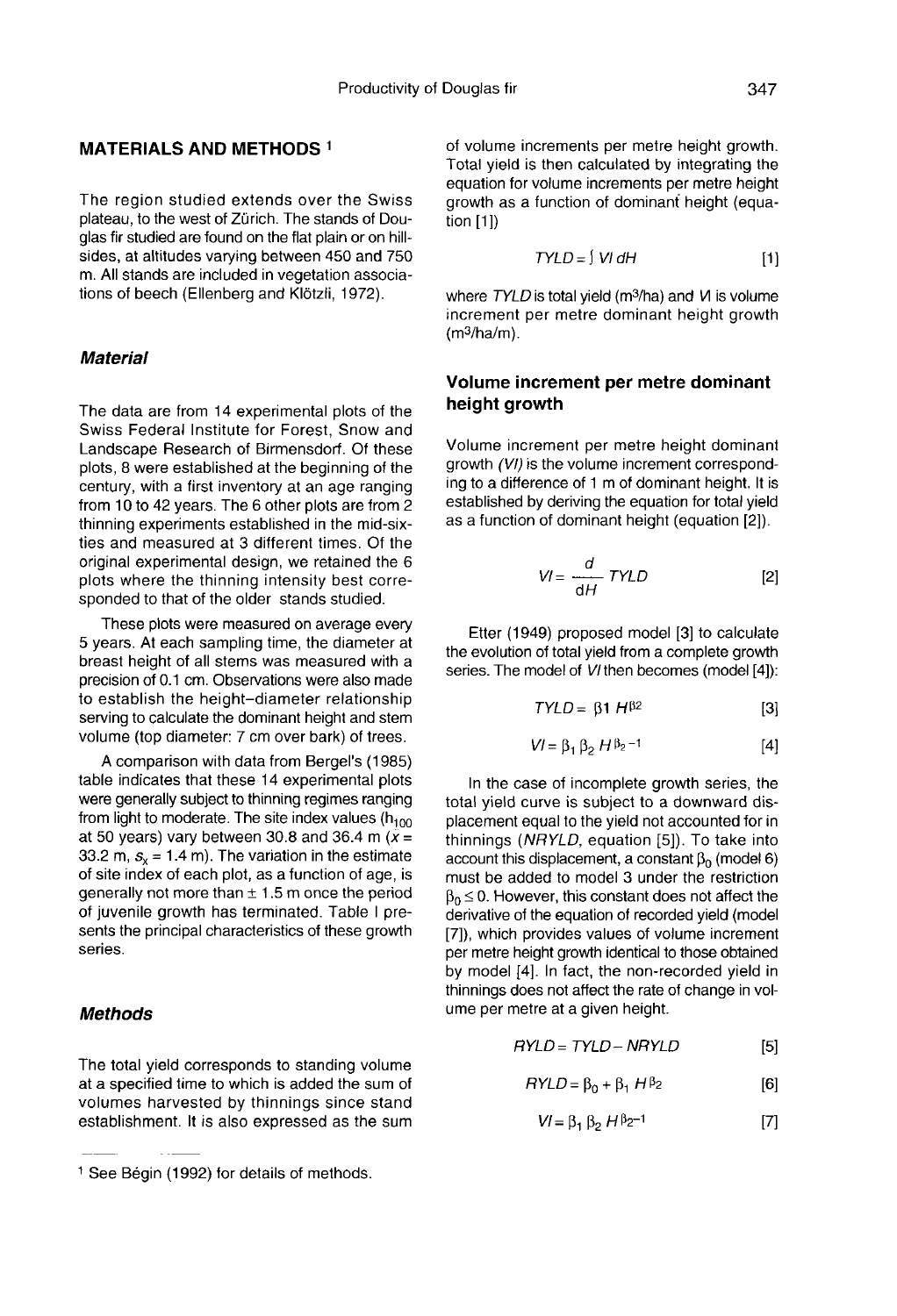## MATERIALS AND METHODS [1]

The region studied extends over the Swiss plateau, to the west of Zürich. The stands of Douglas fir studied are found on the flat plain or on hillsides, at altitudes varying between 450 and 750 m. All stands are included in vegetation associations of beech (Ellenberg and Klötzli, 1972).

### Material

The data are from 14 experimental plots of the Swiss Federal Institute for Forest, Snow and Landscape Research of Birmensdorf. Of these plots, 8 were established at the beginning of the century, with a first inventory at an age ranging from 10 to 42 years. The 6 other plots are from 2 thinning experiments established in the mid-sixties and measured at 3 different times. Of the original experimental design, we retained the 6 plots where the thinning intensity best corresponded to that of the older stands studied.

These plots were measured on average every 5 years. At each sampling time, the diameter at breast height of all stems was measured with a precision of 0.1 cm. Observations were also made to establish the height–diameter relationship serving to calculate the dominant height and stem volume (top diameter: 7 cm over bark) of trees.

A comparison with data from Bergel's (1985) table indicates that these 14 experimental plots were generally subject to thinning regimes ranging from light to moderate. The site index values ($h_{100}$ at 50 years) vary between 30.8 and 36.4 m ($x$ = 33.2 m, $s_x$ = 1.4 m). The variation in the estimate of site index of each plot, as a function of age, is generally not more than ± 1.5 m once the period of juvenile growth has terminated. Table I presents the principal characteristics of these growth series.

### Methods

The total yield corresponds to standing volume at a specified time to which is added the sum of volumes harvested by thinnings since stand establishment. It is also expressed as the sum of volume increments per metre height growth. Total yield is then calculated by integrating the equation for volume increments per metre height growth as a function of dominant height (equation [1])

$$TYLD = \int VI \, dH \quad [1]$$

where *TYLD* is total yield (m³/ha) and *VI* is volume increment per metre dominant height growth (m³/ha/m).

#### Volume increment per metre dominant height growth

Volume increment per metre height dominant growth *(VI)* is the volume increment corresponding to a difference of 1 m of dominant height. It is established by deriving the equation for total yield as a function of dominant height (equation [2]).

$$VI = \frac{d}{dH} TYLD \quad [2]$$

Etter (1949) proposed model [3] to calculate the evolution of total yield from a complete growth series. The model of *VI* then becomes (model [4]):

$$TYLD = \beta_1 H^{\beta_2} \quad [3]$$

$$VI = \beta_1 \beta_2 H^{\beta_2 - 1} \quad [4]$$

In the case of incomplete growth series, the total yield curve is subject to a downward displacement equal to the yield not accounted for in thinnings (*NRYLD*, equation [5]). To take into account this displacement, a constant $\beta_0$ (model 6) must be added to model 3 under the restriction $\beta_0 \leq 0$. However, this constant does not affect the derivative of the equation of recorded yield (model [7]), which provides values of volume increment per metre height growth identical to those obtained by model [4]. In fact, the non-recorded yield in thinnings does not affect the rate of change in volume per metre at a given height.

$$RYLD = TYLD - NRYLD \quad [5]$$

$$RYLD = \beta_0 + \beta_1 H^{\beta_2} \quad [6]$$

$$VI = \beta_1 \beta_2 H^{\beta_2 - 1} \quad [7]$$

---

[1] See Bégin (1992) for details of methods.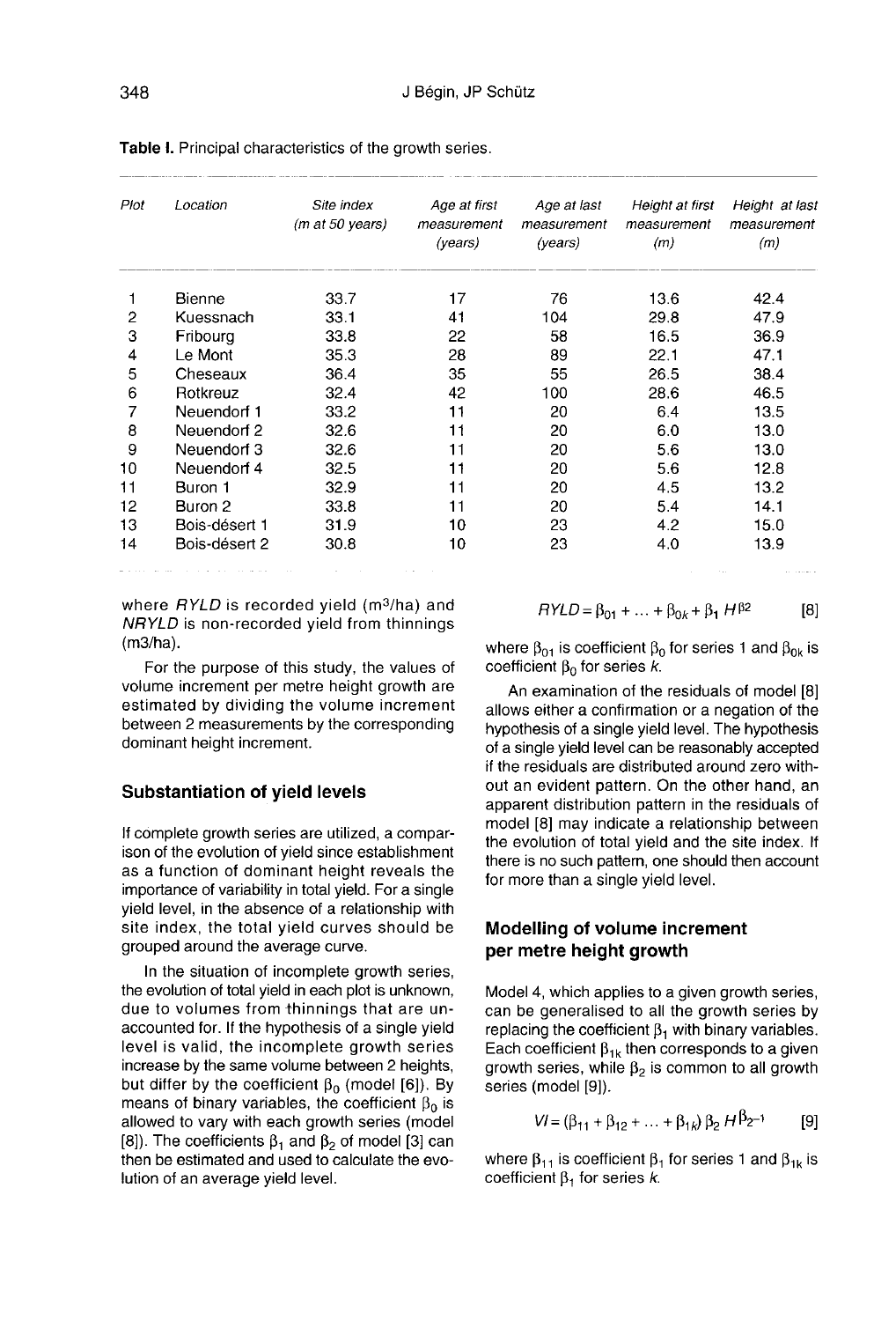**Table I.** Principal characteristics of the growth series.

| Plot | Location | Site index (m at 50 years) | Age at first measurement (years) | Age at last measurement (years) | Height at first measurement (m) | Height at last measurement (m) |
|---|---|---|---|---|---|---|
| 1 | Bienne | 33.7 | 17 | 76 | 13.6 | 42.4 |
| 2 | Kuessnach | 33.1 | 41 | 104 | 29.8 | 47.9 |
| 3 | Fribourg | 33.8 | 22 | 58 | 16.5 | 36.9 |
| 4 | Le Mont | 35.3 | 28 | 89 | 22.1 | 47.1 |
| 5 | Cheseaux | 36.4 | 35 | 55 | 26.5 | 38.4 |
| 6 | Rotkreuz | 32.4 | 42 | 100 | 28.6 | 46.5 |
| 7 | Neuendorf 1 | 33.2 | 11 | 20 | 6.4 | 13.5 |
| 8 | Neuendorf 2 | 32.6 | 11 | 20 | 6.0 | 13.0 |
| 9 | Neuendorf 3 | 32.6 | 11 | 20 | 5.6 | 13.0 |
| 10 | Neuendorf 4 | 32.5 | 11 | 20 | 5.6 | 12.8 |
| 11 | Buron 1 | 32.9 | 11 | 20 | 4.5 | 13.2 |
| 12 | Buron 2 | 33.8 | 11 | 20 | 5.4 | 14.1 |
| 13 | Bois-désert 1 | 31.9 | 10 | 23 | 4.2 | 15.0 |
| 14 | Bois-désert 2 | 30.8 | 10 | 23 | 4.0 | 13.9 |

where *RYLD* is recorded yield (m3/ha) and *NRYLD* is non-recorded yield from thinnings (m3/ha).

For the purpose of this study, the values of volume increment per metre height growth are estimated by dividing the volume increment between 2 measurements by the corresponding dominant height increment.

## Substantiation of yield levels

If complete growth series are utilized, a comparison of the evolution of yield since establishment as a function of dominant height reveals the importance of variability in total yield. For a single yield level, in the absence of a relationship with site index, the total yield curves should be grouped around the average curve.

In the situation of incomplete growth series, the evolution of total yield in each plot is unknown, due to volumes from thinnings that are unaccounted for. If the hypothesis of a single yield level is valid, the incomplete growth series increase by the same volume between 2 heights, but differ by the coefficient $\beta_0$ (model [6]). By means of binary variables, the coefficient $\beta_0$ is allowed to vary with each growth series (model [8]). The coefficients $\beta_1$ and $\beta_2$ of model [3] can then be estimated and used to calculate the evolution of an average yield level.

$$RYLD = \beta_{01} + \ldots + \beta_{0k} + \beta_1 H^{\beta_2} \qquad [8]$$

where $\beta_{01}$ is coefficient $\beta_0$ for series 1 and $\beta_{0k}$ is coefficient $\beta_0$ for series $k$.

An examination of the residuals of model [8] allows either a confirmation or a negation of the hypothesis of a single yield level. The hypothesis of a single yield level can be reasonably accepted if the residuals are distributed around zero without an evident pattern. On the other hand, an apparent distribution pattern in the residuals of model [8] may indicate a relationship between the evolution of total yield and the site index. If there is no such pattern, one should then account for more than a single yield level.

## Modelling of volume increment per metre height growth

Model 4, which applies to a given growth series, can be generalised to all the growth series by replacing the coefficient $\beta_1$ with binary variables. Each coefficient $\beta_{1k}$ then corresponds to a given growth series, while $\beta_2$ is common to all growth series (model [9]).

$$VI = (\beta_{11} + \beta_{12} + \ldots + \beta_{1k})\, \beta_2\, H^{\beta_2 - 1} \qquad [9]$$

where $\beta_{11}$ is coefficient $\beta_1$ for series 1 and $\beta_{1k}$ is coefficient $\beta_1$ for series $k$.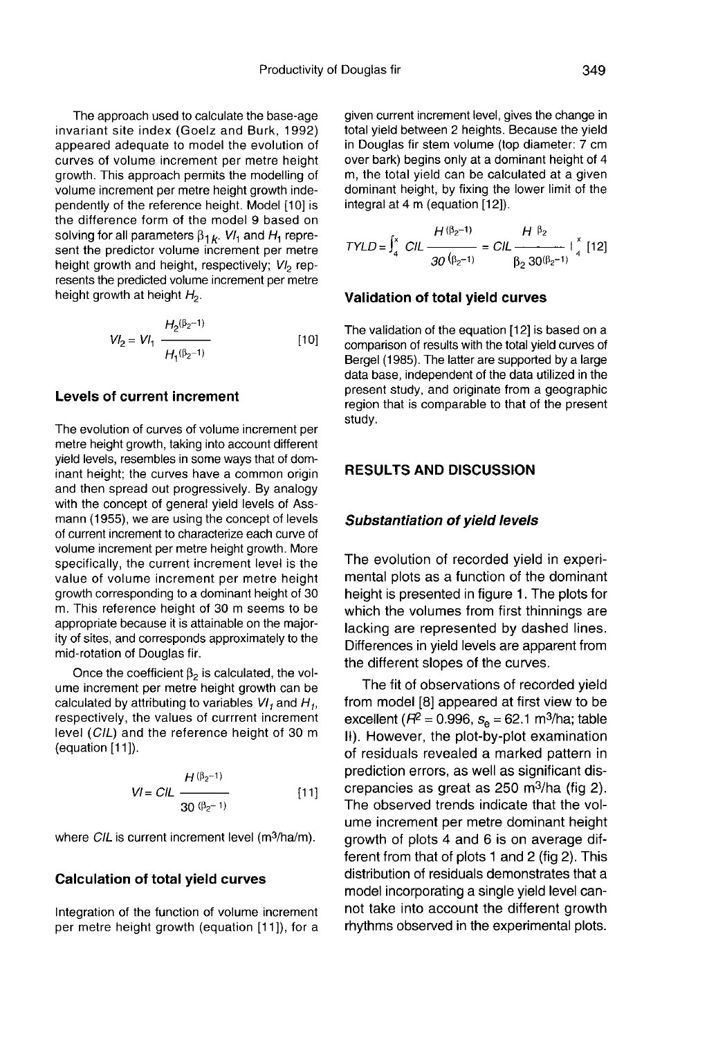The approach used to calculate the base-age invariant site index (Goelz and Burk, 1992) appeared adequate to model the evolution of curves of volume increment per metre height growth. This approach permits the modelling of volume increment per metre height growth independently of the reference height. Model [10] is the difference form of the model 9 based on solving for all parameters $\beta_{1k}$. $VI_1$ and $H_1$ represent the predictor volume increment per metre height growth and height, respectively; $VI_2$ represents the predicted volume increment per metre height growth at height $H_2$.

$$VI_2 = VI_1 \frac{H_2^{(\beta_2 - 1)}}{H_1^{(\beta_2 - 1)}} \quad [10]$$

### Levels of current increment

The evolution of curves of volume increment per metre height growth, taking into account different yield levels, resembles in some ways that of dominant height; the curves have a common origin and then spread out progressively. By analogy with the concept of general yield levels of Assmann (1955), we are using the concept of levels of current increment to characterize each curve of volume increment per metre height growth. More specifically, the current increment level is the value of volume increment per metre height growth corresponding to a dominant height of 30 m. This reference height of 30 m seems to be appropriate because it is attainable on the majority of sites, and corresponds approximately to the mid-rotation of Douglas fir.

Once the coefficient $\beta_2$ is calculated, the volume increment per metre height growth can be calculated by attributing to variables $VI_1$ and $H_1$, respectively, the values of currrent increment level ($CIL$) and the reference height of 30 m (equation [11]).

$$VI = CIL \frac{H^{(\beta_2 - 1)}}{30^{(\beta_2 - 1)}} \quad [11]$$

where $CIL$ is current increment level (m$^3$/ha/m).

### Calculation of total yield curves

Integration of the function of volume increment per metre height growth (equation [11]), for a given current increment level, gives the change in total yield between 2 heights. Because the yield in Douglas fir stem volume (top diameter: 7 cm over bark) begins only at a dominant height of 4 m, the total yield can be calculated at a given dominant height, by fixing the lower limit of the integral at 4 m (equation [12]).

$$TYLD = \int_4^x CIL \frac{H^{(\beta_2 - 1)}}{30^{(\beta_2 - 1)}} = CIL \frac{H^{\beta_2}}{\beta_2 \, 30^{(\beta_2 - 1)}} \Big|_4^x \quad [12]$$

### Validation of total yield curves

The validation of the equation [12] is based on a comparison of results with the total yield curves of Bergel (1985). The latter are supported by a large data base, independent of the data utilized in the present study, and originate from a geographic region that is comparable to that of the present study.

## RESULTS AND DISCUSSION

### *Substantiation of yield levels*

The evolution of recorded yield in experimental plots as a function of the dominant height is presented in figure 1. The plots for which the volumes from first thinnings are lacking are represented by dashed lines. Differences in yield levels are apparent from the different slopes of the curves.

The fit of observations of recorded yield from model [8] appeared at first view to be excellent ($R^2 = 0.996$, $s_e = 62.1$ m$^3$/ha; table II). However, the plot-by-plot examination of residuals revealed a marked pattern in prediction errors, as well as significant discrepancies as great as 250 m$^3$/ha (fig 2). The observed trends indicate that the volume increment per metre dominant height growth of plots 4 and 6 is on average different from that of plots 1 and 2 (fig 2). This distribution of residuals demonstrates that a model incorporating a single yield level cannot take into account the different growth rhythms observed in the experimental plots.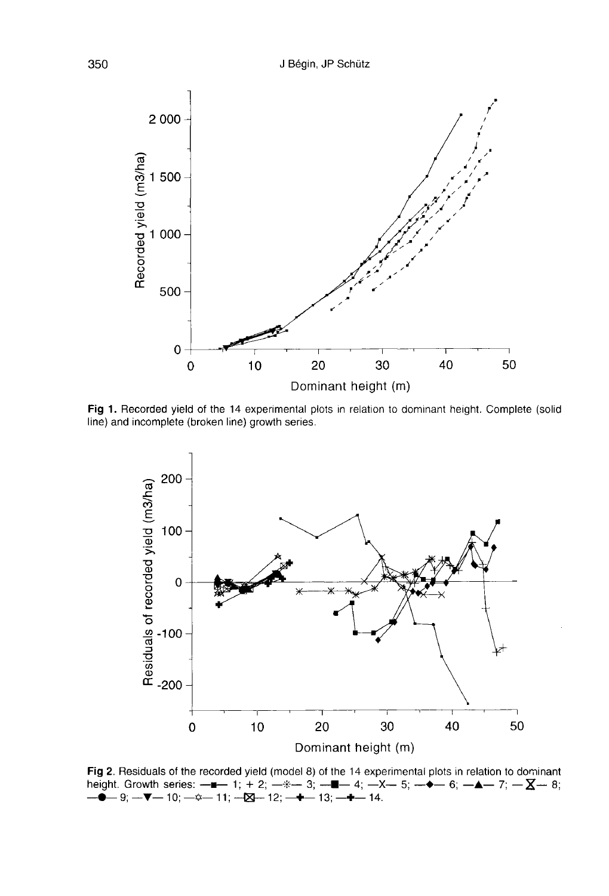**Fig 1.** Recorded yield of the 14 experimental plots in relation to dominant height. Complete (solid line) and incomplete (broken line) growth series.

**Fig 2.** Residuals of the recorded yield (model 8) of the 14 experimental plots in relation to dominant height. Growth series: —■— 1; + 2; —✳— 3; —■— 4; —X— 5; —◆— 6; —▲— 7; —⧗— 8; —●— 9; —▼— 10; —✡— 11; —⊠— 12; —✚— 13; —✚— 14.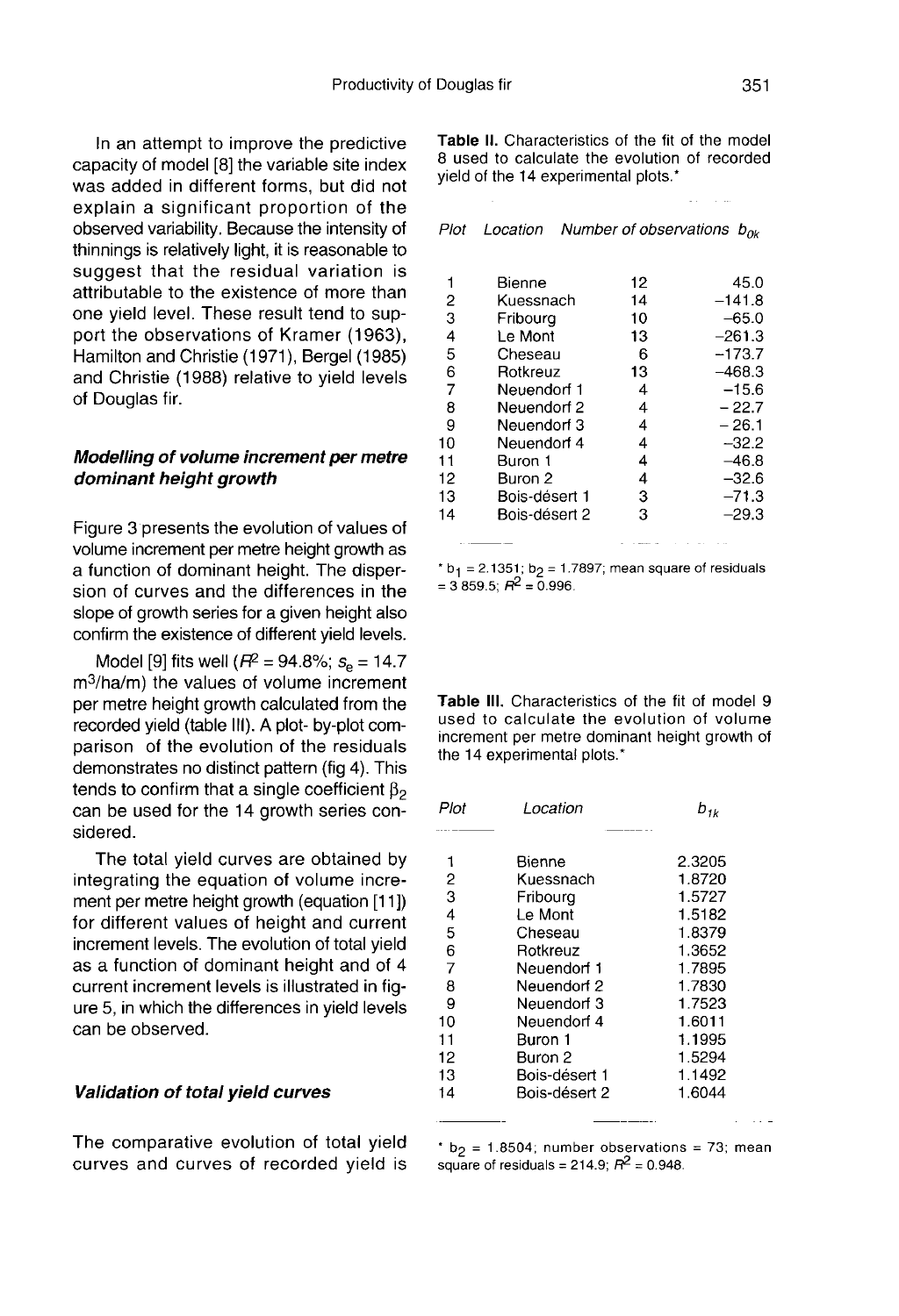In an attempt to improve the predictive capacity of model [8] the variable site index was added in different forms, but did not explain a significant proportion of the observed variability. Because the intensity of thinnings is relatively light, it is reasonable to suggest that the residual variation is attributable to the existence of more than one yield level. These result tend to support the observations of Kramer (1963), Hamilton and Christie (1971), Bergel (1985) and Christie (1988) relative to yield levels of Douglas fir.

### *Modelling of volume increment per metre dominant height growth*

Figure 3 presents the evolution of values of volume increment per metre height growth as a function of dominant height. The dispersion of curves and the differences in the slope of growth series for a given height also confirm the existence of different yield levels.

Model [9] fits well ($R^2$ = 94.8%; $s_e$ = 14.7 m$^3$/ha/m) the values of volume increment per metre height growth calculated from the recorded yield (table III). A plot- by-plot comparison of the evolution of the residuals demonstrates no distinct pattern (fig 4). This tends to confirm that a single coefficient $\beta_2$ can be used for the 14 growth series considered.

The total yield curves are obtained by integrating the equation of volume increment per metre height growth (equation [11]) for different values of height and current increment levels. The evolution of total yield as a function of dominant height and of 4 current increment levels is illustrated in figure 5, in which the differences in yield levels can be observed.

### *Validation of total yield curves*

The comparative evolution of total yield curves and curves of recorded yield is

**Table II.** Characteristics of the fit of the model 8 used to calculate the evolution of recorded yield of the 14 experimental plots.*

| *Plot* | *Location* | *Number of observations* | $b_{0k}$ |
|---|---|---|---|
| 1 | Bienne | 12 | 45.0 |
| 2 | Kuessnach | 14 | −141.8 |
| 3 | Fribourg | 10 | −65.0 |
| 4 | Le Mont | 13 | −261.3 |
| 5 | Cheseau | 6 | −173.7 |
| 6 | Rotkreuz | 13 | −468.3 |
| 7 | Neuendorf 1 | 4 | −15.6 |
| 8 | Neuendorf 2 | 4 | −22.7 |
| 9 | Neuendorf 3 | 4 | −26.1 |
| 10 | Neuendorf 4 | 4 | −32.2 |
| 11 | Buron 1 | 4 | −46.8 |
| 12 | Buron 2 | 4 | −32.6 |
| 13 | Bois-désert 1 | 3 | −71.3 |
| 14 | Bois-désert 2 | 3 | −29.3 |

* $b_1$ = 2.1351; $b_2$ = 1.7897; mean square of residuals = 3 859.5; $R^2$ = 0.996.

**Table III.** Characteristics of the fit of model 9 used to calculate the evolution of volume increment per metre dominant height growth of the 14 experimental plots.*

| *Plot* | *Location* | $b_{1k}$ |
|---|---|---|
| 1 | Bienne | 2.3205 |
| 2 | Kuessnach | 1.8720 |
| 3 | Fribourg | 1.5727 |
| 4 | Le Mont | 1.5182 |
| 5 | Cheseau | 1.8379 |
| 6 | Rotkreuz | 1.3652 |
| 7 | Neuendorf 1 | 1.7895 |
| 8 | Neuendorf 2 | 1.7830 |
| 9 | Neuendorf 3 | 1.7523 |
| 10 | Neuendorf 4 | 1.6011 |
| 11 | Buron 1 | 1.1995 |
| 12 | Buron 2 | 1.5294 |
| 13 | Bois-désert 1 | 1.1492 |
| 14 | Bois-désert 2 | 1.6044 |

* $b_2$ = 1.8504; number observations = 73; mean square of residuals = 214.9; $R^2$ = 0.948.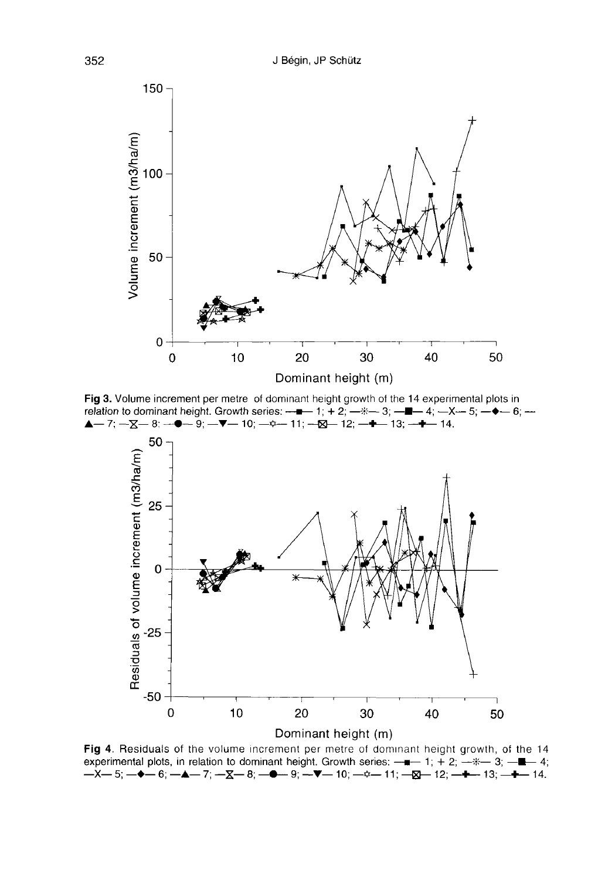**Fig 3.** Volume increment per metre of dominant height growth of the 14 experimental plots in relation to dominant height. Growth series: —■— 1; + 2; —*— 3; —■— 4; —X— 5; —◆— 6; —▲— 7; —⧖— 8; —●— 9; —▼— 10; —☆— 11; —⊠— 12; —✚— 13; —✚— 14.

**Fig 4.** Residuals of the volume increment per metre of dominant height growth, of the 14 experimental plots, in relation to dominant height. Growth series: —■— 1; + 2; —*— 3; —■— 4; —X— 5; —◆— 6; —▲— 7; —⧖— 8; —●— 9; —▼— 10; —☆— 11; —⊠— 12; —✚— 13; —✚— 14.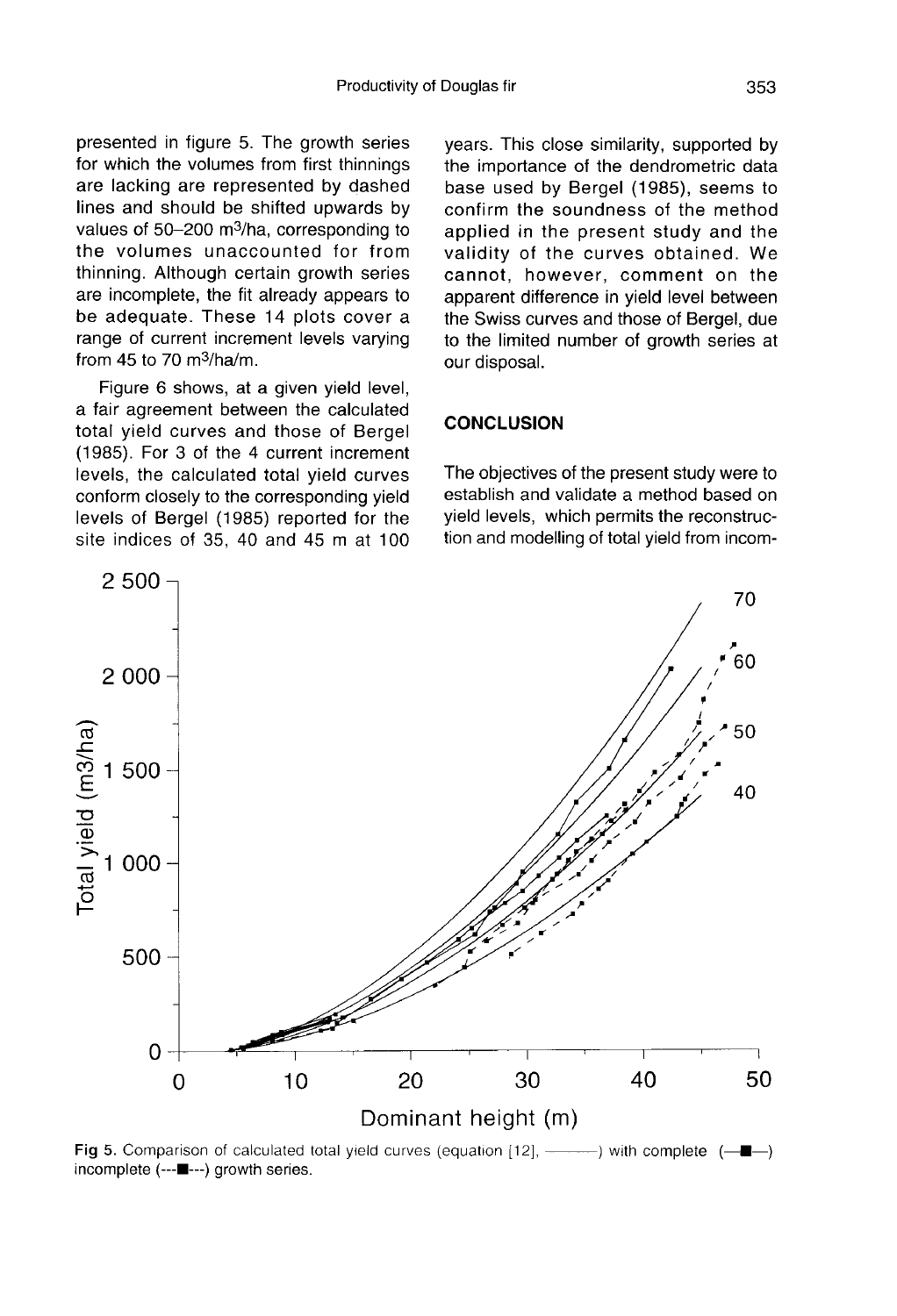presented in figure 5. The growth series for which the volumes from first thinnings are lacking are represented by dashed lines and should be shifted upwards by values of 50–200 m$^3$/ha, corresponding to the volumes unaccounted for from thinning. Although certain growth series are incomplete, the fit already appears to be adequate. These 14 plots cover a range of current increment levels varying from 45 to 70 m$^3$/ha/m.

Figure 6 shows, at a given yield level, a fair agreement between the calculated total yield curves and those of Bergel (1985). For 3 of the 4 current increment levels, the calculated total yield curves conform closely to the corresponding yield levels of Bergel (1985) reported for the site indices of 35, 40 and 45 m at 100 years. This close similarity, supported by the importance of the dendrometric data base used by Bergel (1985), seems to confirm the soundness of the method applied in the present study and the validity of the curves obtained. We cannot, however, comment on the apparent difference in yield level between the Swiss curves and those of Bergel, due to the limited number of growth series at our disposal.

## CONCLUSION

The objectives of the present study were to establish and validate a method based on yield levels, which permits the reconstruction and modelling of total yield from incom-

**Fig 5.** Comparison of calculated total yield curves (equation [12], ———) with complete (—■—) incomplete (---■---) growth series.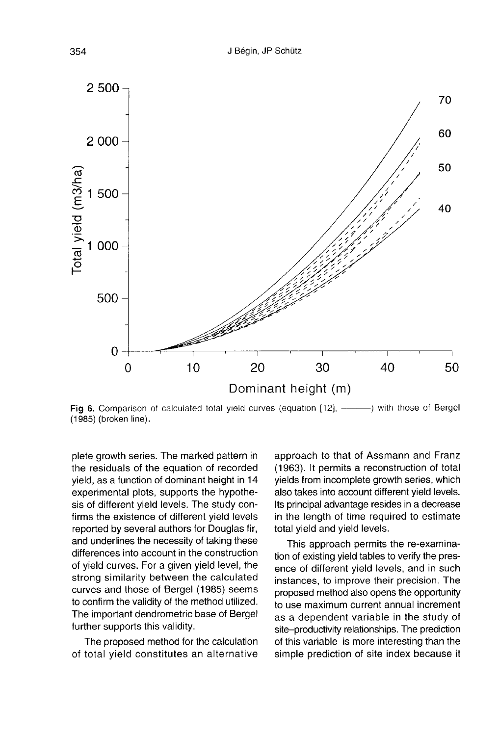Fig 6. Comparison of calculated total yield curves (equation [12], ———) with those of Bergel (1985) (broken line).

plete growth series. The marked pattern in the residuals of the equation of recorded yield, as a function of dominant height in 14 experimental plots, supports the hypothesis of different yield levels. The study confirms the existence of different yield levels reported by several authors for Douglas fir, and underlines the necessity of taking these differences into account in the construction of yield curves. For a given yield level, the strong similarity between the calculated curves and those of Bergel (1985) seems to confirm the validity of the method utilized. The important dendrometric base of Bergel further supports this validity.

The proposed method for the calculation of total yield constitutes an alternative approach to that of Assmann and Franz (1963). It permits a reconstruction of total yields from incomplete growth series, which also takes into account different yield levels. Its principal advantage resides in a decrease in the length of time required to estimate total yield and yield levels.

This approach permits the re-examination of existing yield tables to verify the presence of different yield levels, and in such instances, to improve their precision. The proposed method also opens the opportunity to use maximum current annual increment as a dependent variable in the study of site–productivity relationships. The prediction of this variable is more interesting than the simple prediction of site index because it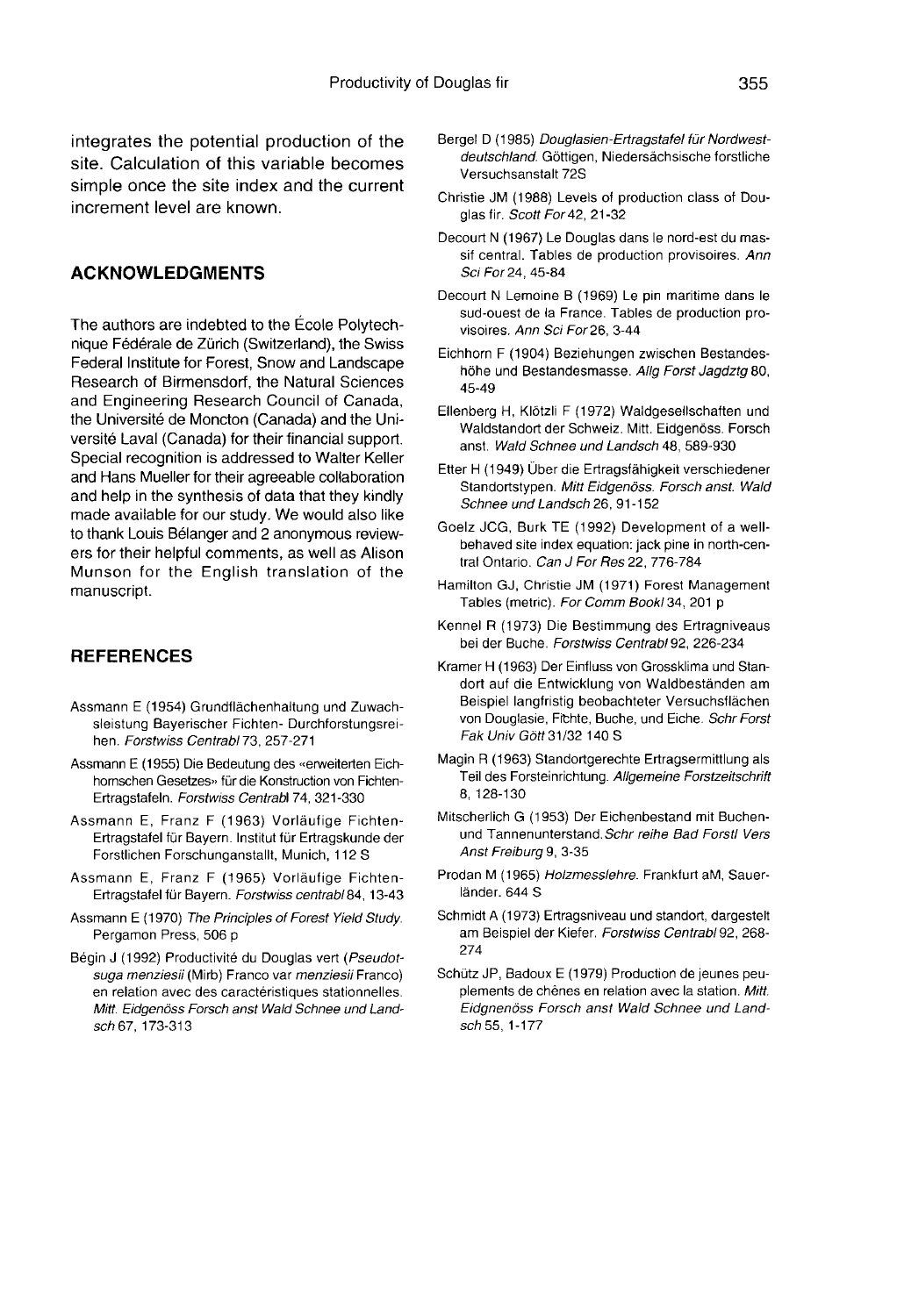integrates the potential production of the site. Calculation of this variable becomes simple once the site index and the current increment level are known.

## ACKNOWLEDGMENTS

The authors are indebted to the École Polytechnique Fédérale de Zürich (Switzerland), the Swiss Federal Institute for Forest, Snow and Landscape Research of Birmensdorf, the Natural Sciences and Engineering Research Council of Canada, the Université de Moncton (Canada) and the Université Laval (Canada) for their financial support. Special recognition is addressed to Walter Keller and Hans Mueller for their agreeable collaboration and help in the synthesis of data that they kindly made available for our study. We would also like to thank Louis Bélanger and 2 anonymous reviewers for their helpful comments, as well as Alison Munson for the English translation of the manuscript.

## REFERENCES

Assmann E (1954) Grundflächenhaltung und Zuwachsleistung Bayerischer Fichten- Durchforstungsreihen. *Forstwiss Centrabl* 73, 257-271

Assmann E (1955) Die Bedeutung des «erweiterten Eichhornschen Gesetzes» für die Konstruction von Fichten-Ertragstafeln. *Forstwiss Centrabl* 74, 321-330

Assmann E, Franz F (1963) Vorläufige Fichten-Ertragstafel für Bayern. Institut für Ertragskunde der Forstlichen Forschunganstallt, Munich, 112 S

Assmann E, Franz F (1965) Vorläufige Fichten-Ertragstafel für Bayern. *Forstwiss centrabl* 84, 13-43

Assmann E (1970) *The Principles of Forest Yield Study*. Pergamon Press, 506 p

Bégin J (1992) Productivité du Douglas vert (*Pseudotsuga menziesii* (Mirb) Franco var *menziesii* Franco) en relation avec des caractéristiques stationnelles. *Mitt. Eidgenöss Forsch anst Wald Schnee und Landsch* 67, 173-313

Bergel D (1985) *Douglasien-Ertragstafel für Nordwestdeutschland*. Göttigen, Niedersächsische forstliche Versuchsanstalt 72S

Christie JM (1988) Levels of production class of Douglas fir. *Scott For* 42, 21-32

Decourt N (1967) Le Douglas dans le nord-est du massif central. Tables de production provisoires. *Ann Sci For* 24, 45-84

Decourt N Lemoine B (1969) Le pin maritime dans le sud-ouest de la France. Tables de production provisoires. *Ann Sci For* 26, 3-44

Eichhorn F (1904) Beziehungen zwischen Bestandeshöhe und Bestandesmasse. *Allg Forst Jagdztg* 80, 45-49

Ellenberg H, Klötzli F (1972) Waldgesellschaften und Waldstandort der Schweiz. Mitt. Eidgenöss. Forsch anst. *Wald Schnee und Landsch* 48, 589-930

Etter H (1949) Über die Ertragsfähigkeit verschiedener Standortstypen. *Mitt Eidgenöss. Forsch anst. Wald Schnee und Landsch* 26, 91-152

Goelz JCG, Burk TE (1992) Development of a well-behaved site index equation: jack pine in north-central Ontario. *Can J For Res* 22, 776-784

Hamilton GJ, Christie JM (1971) Forest Management Tables (metric). *For Comm Bookl* 34, 201 p

Kennel R (1973) Die Bestimmung des Ertragniveaus bei der Buche. *Forstwiss Centrabl* 92, 226-234

Kramer H (1963) Der Einfluss von Grossklima und Standort auf die Entwicklung von Waldbeständen am Beispiel langfristig beobachteter Versuchsflächen von Douglasie, Fichte, Buche, und Eiche. *Schr Forst Fak Univ Gött* 31/32 140 S

Magin R (1963) Standortgerechte Ertragsermittlung als Teil des Forsteinrichtung. *Allgemeine Forstzeitschrift* 8, 128-130

Mitscherlich G (1953) Der Eichenbestand mit Buchen- und Tannenunterstand. *Schr reihe Bad Forstl Vers Anst Freiburg* 9, 3-35

Prodan M (1965) *Holzmesslehre*. Frankfurt aM, Sauerländer. 644 S

Schmidt A (1973) Ertragsniveau und standort, dargestelt am Beispiel der Kiefer. *Forstwiss Centrabl* 92, 268-274

Schütz JP, Badoux E (1979) Production de jeunes peuplements de chênes en relation avec la station. *Mitt. Eidgnenöss Forsch anst Wald Schnee und Landsch* 55, 1-177